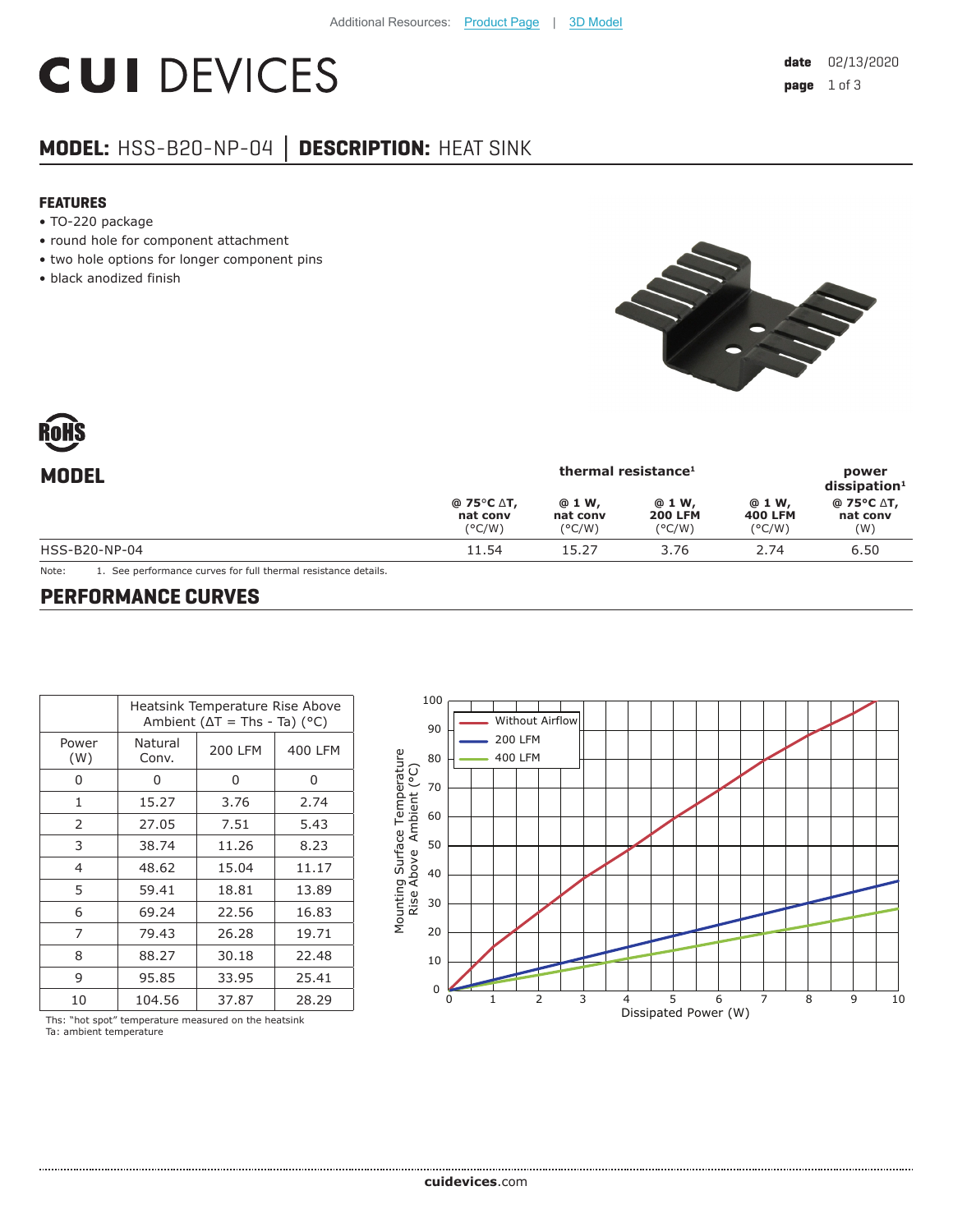Additional Resources: Product Page | 3D Model

# CUI DEVICES

**date** 02/13/2020

## MODEL: HSS-B20-NP-04 | DESCRIPTION: HEAT SINK

### FEATURES

- TO-220 package
- round hole for component attachment
- two hole options for longer component pins
- black anodized finish

RoHS

| MODEL | thermal resistance[1] | | | | power dissipation[1] |
|---|---|---|---|---|---|
| | @ 75°C ΔT, nat conv (°C/W) | @ 1 W, nat conv (°C/W) | @ 1 W, 200 LFM (°C/W) | @ 1 W, 400 LFM (°C/W) | @ 75°C ΔT, nat conv (W) |
| HSS-B20-NP-04 | 11.54 | 15.27 | 3.76 | 2.74 | 6.50 |

Note: 1. See performance curves for full thermal resistance details.

## PERFORMANCE CURVES

| Power (W) | Heatsink Temperature Rise Above Ambient (ΔT = Ths - Ta) (°C) | | |
|---|---|---|---|
| | Natural Conv. | 200 LFM | 400 LFM |
| 0 | 0 | 0 | 0 |
| 1 | 15.27 | 3.76 | 2.74 |
| 2 | 27.05 | 7.51 | 5.43 |
| 3 | 38.74 | 11.26 | 8.23 |
| 4 | 48.62 | 15.04 | 11.17 |
| 5 | 59.41 | 18.81 | 13.89 |
| 6 | 69.24 | 22.56 | 16.83 |
| 7 | 79.43 | 26.28 | 19.71 |
| 8 | 88.27 | 30.18 | 22.48 |
| 9 | 95.85 | 33.95 | 25.41 |
| 10 | 104.56 | 37.87 | 28.29 |

Ths: "hot spot" temperature measured on the heatsink
Ta: ambient temperature

cuidevices.com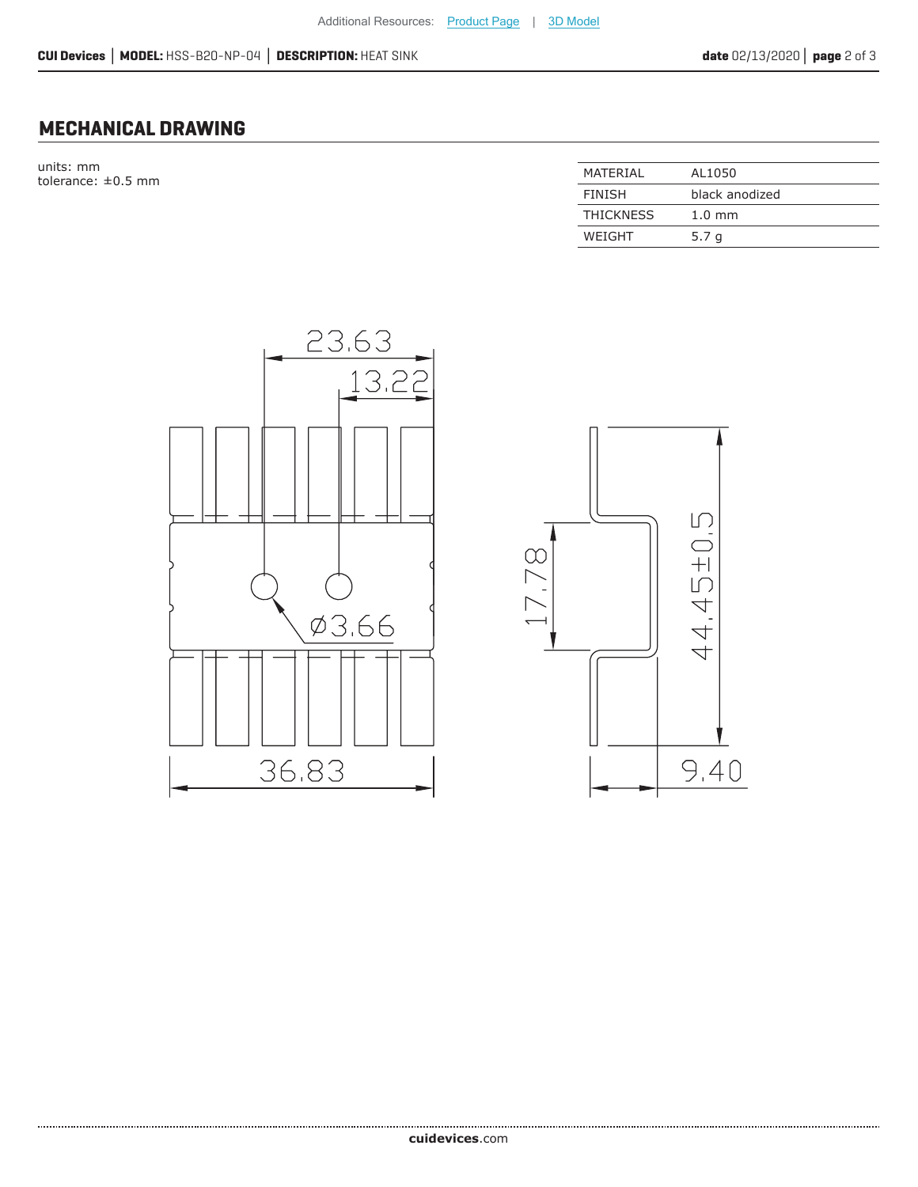## MECHANICAL DRAWING

units: mm
tolerance: ±0.5 mm

| MATERIAL | AL1050 |
|---|---|
| FINISH | black anodized |
| THICKNESS | 1.0 mm |
| WEIGHT | 5.7 g |

23.63

13.22

Ø3.66

36.83

17.78

44.45±0.5

9.40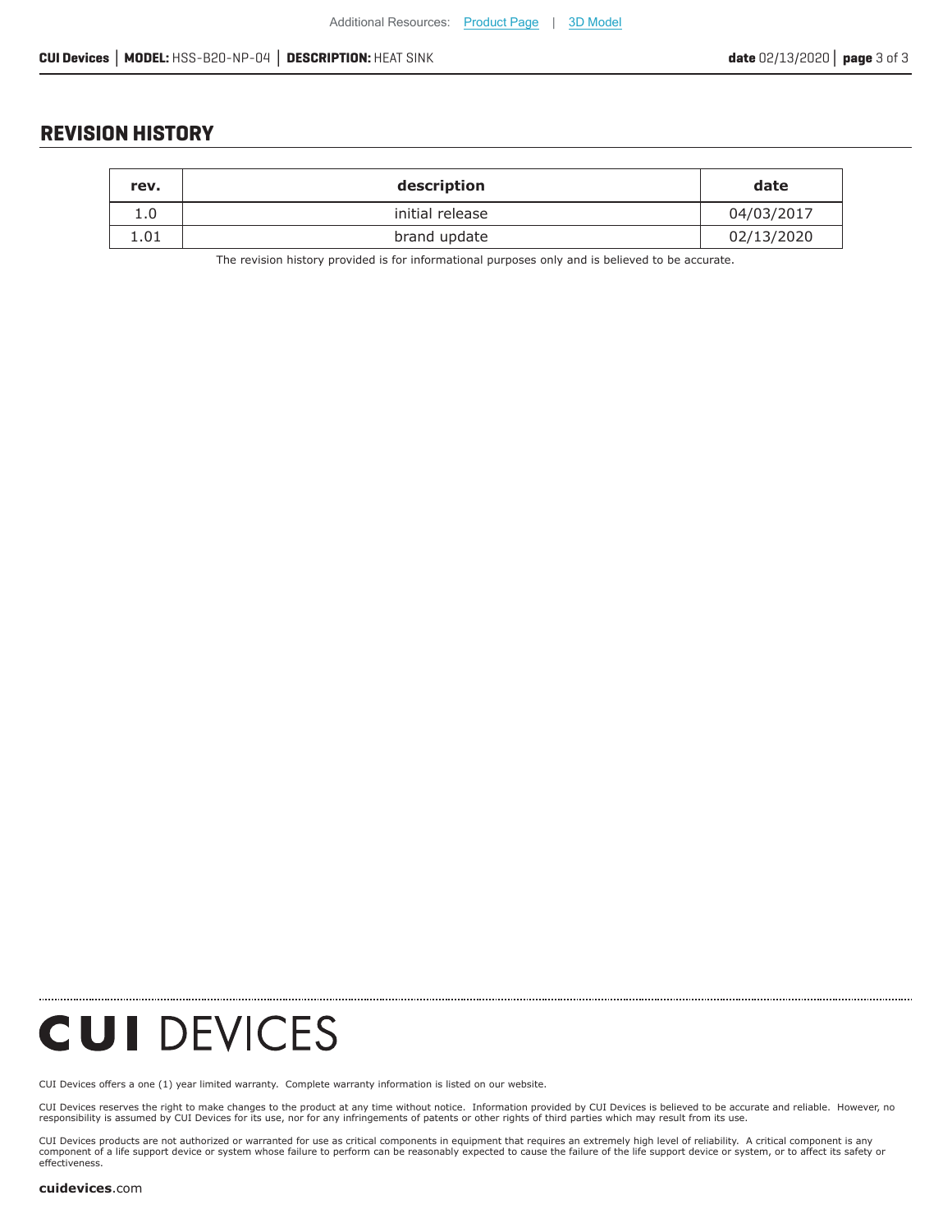## REVISION HISTORY

| rev. | description | date |
| --- | --- | --- |
| 1.0 | initial release | 04/03/2017 |
| 1.01 | brand update | 02/13/2020 |

The revision history provided is for informational purposes only and is believed to be accurate.

**CUI** DEVICES

CUI Devices offers a one (1) year limited warranty. Complete warranty information is listed on our website.

CUI Devices reserves the right to make changes to the product at any time without notice. Information provided by CUI Devices is believed to be accurate and reliable. However, no responsibility is assumed by CUI Devices for its use, nor for any infringements of patents or other rights of third parties which may result from its use.

CUI Devices products are not authorized or warranted for use as critical components in equipment that requires an extremely high level of reliability. A critical component is any component of a life support device or system whose failure to perform can be reasonably expected to cause the failure of the life support device or system, or to affect its safety or effectiveness.

**cuidevices**.com